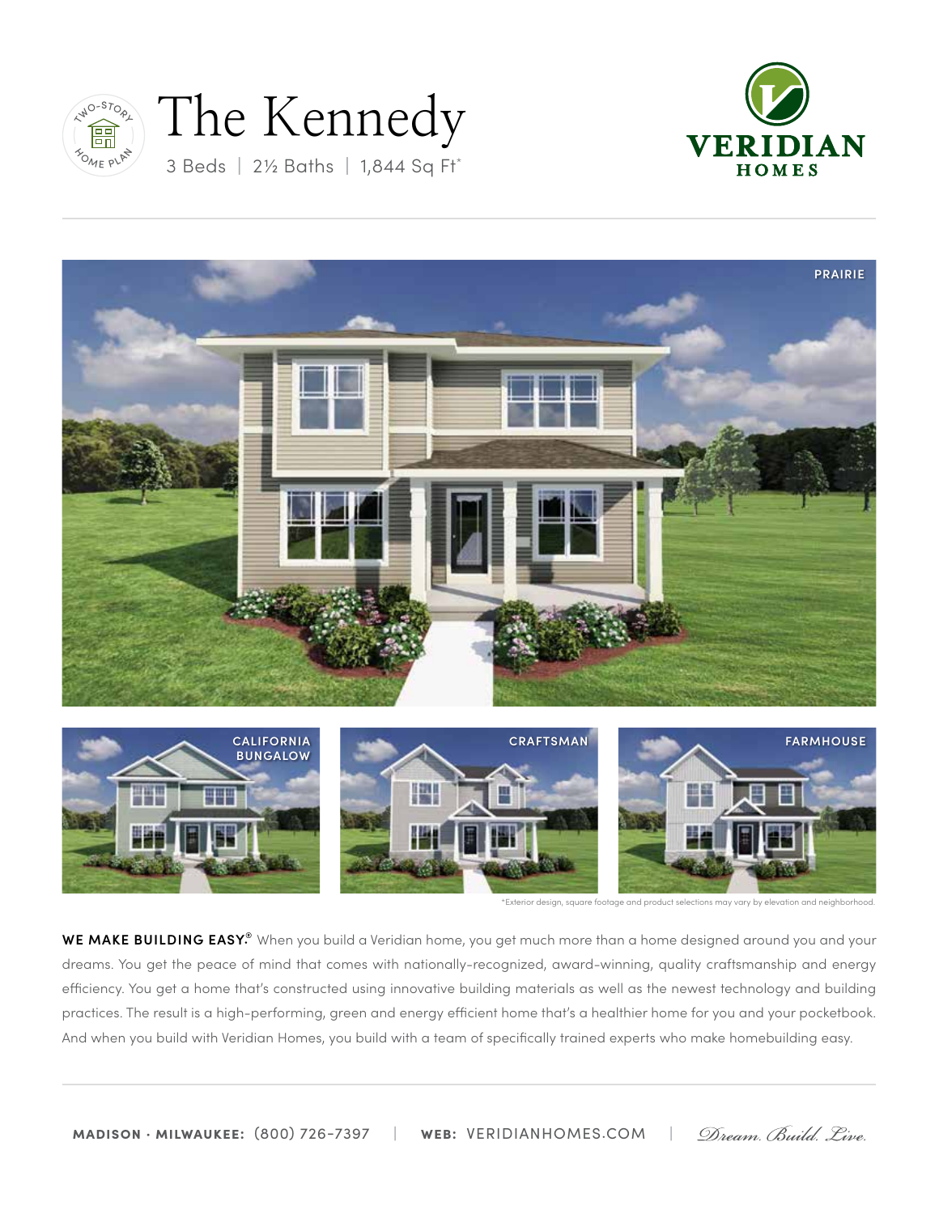TWO-STORY HOME PLAN

# The Kennedy

3 Beds | 2½ Baths | 1,844 Sq Ft*

VERIDIAN HOMES

PRAIRIE

CALIFORNIA BUNGALOW

CRAFTSMAN

FARMHOUSE

*Exterior design, square footage and product selections may vary by elevation and neighborhood.

**WE MAKE BUILDING EASY.®** When you build a Veridian home, you get much more than a home designed around you and your dreams. You get the peace of mind that comes with nationally-recognized, award-winning, quality craftsmanship and energy efficiency. You get a home that's constructed using innovative building materials as well as the newest technology and building practices. The result is a high-performing, green and energy efficient home that's a healthier home for you and your pocketbook. And when you build with Veridian Homes, you build with a team of specifically trained experts who make homebuilding easy.

**MADISON · MILWAUKEE:** (800) 726-7397 | **WEB:** VERIDIANHOMES.COM | *Dream. Build. Live.*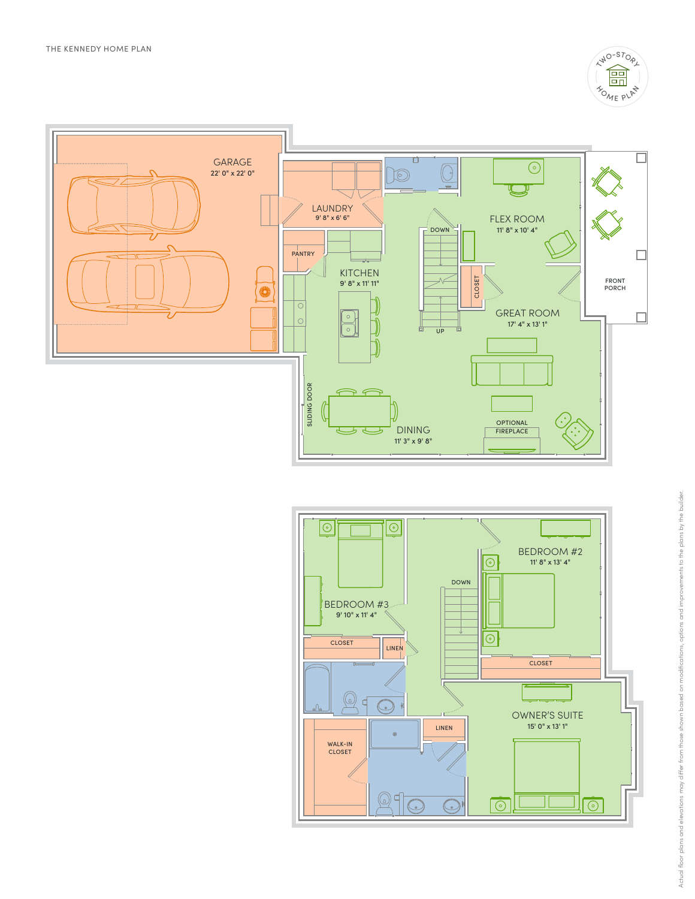THE KENNEDY HOME PLAN

TWO-STORY HOME PLAN

GARAGE
22' 0" x 22' 0"

LAUNDRY
9' 8" x 6' 6"

PANTRY

KITCHEN
9' 8" x 11' 11"

DOWN

UP

CLOSET

FLEX ROOM
11' 8" x 10' 4"

GREAT ROOM
17' 4" x 13' 1"

FRONT PORCH

SLIDING DOOR

DINING
11' 3" x 9' 8"

OPTIONAL FIREPLACE

BEDROOM #3
9' 10" x 11' 4"

CLOSET

LINEN

DOWN

BEDROOM #2
11' 8" x 13' 4"

CLOSET

OWNER'S SUITE
15' 0" x 13' 1"

WALK-IN CLOSET

LINEN

Actual floor plans and elevations may differ from those shown based on modifications, options and improvements to the plans by the builder.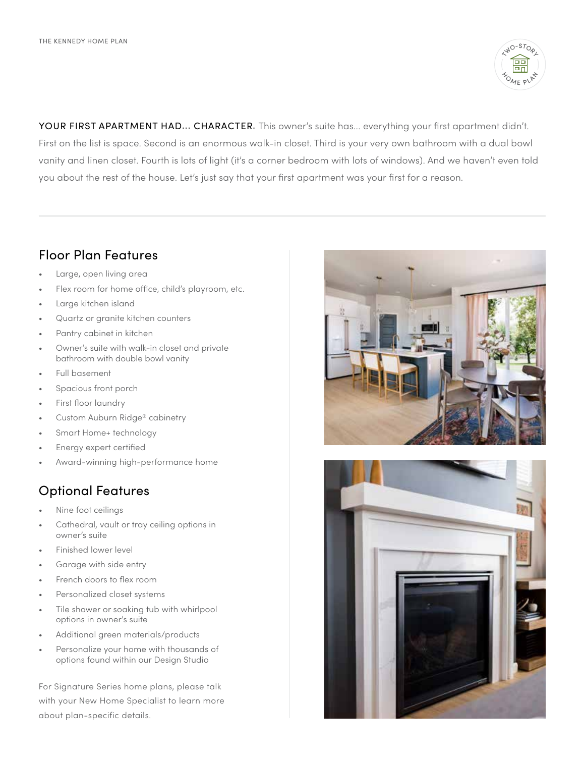**YOUR FIRST APARTMENT HAD... CHARACTER.** This owner's suite has... everything your first apartment didn't. First on the list is space. Second is an enormous walk-in closet. Third is your very own bathroom with a dual bowl vanity and linen closet. Fourth is lots of light (it's a corner bedroom with lots of windows). And we haven't even told you about the rest of the house. Let's just say that your first apartment was your first for a reason.

---

## Floor Plan Features

- Large, open living area
- Flex room for home office, child's playroom, etc.
- Large kitchen island
- Quartz or granite kitchen counters
- Pantry cabinet in kitchen
- Owner's suite with walk-in closet and private bathroom with double bowl vanity
- Full basement
- Spacious front porch
- First floor laundry
- Custom Auburn Ridge® cabinetry
- Smart Home+ technology
- Energy expert certified
- Award-winning high-performance home

## Optional Features

- Nine foot ceilings
- Cathedral, vault or tray ceiling options in owner's suite
- Finished lower level
- Garage with side entry
- French doors to flex room
- Personalized closet systems
- Tile shower or soaking tub with whirlpool options in owner's suite
- Additional green materials/products
- Personalize your home with thousands of options found within our Design Studio

For Signature Series home plans, please talk with your New Home Specialist to learn more about plan-specific details.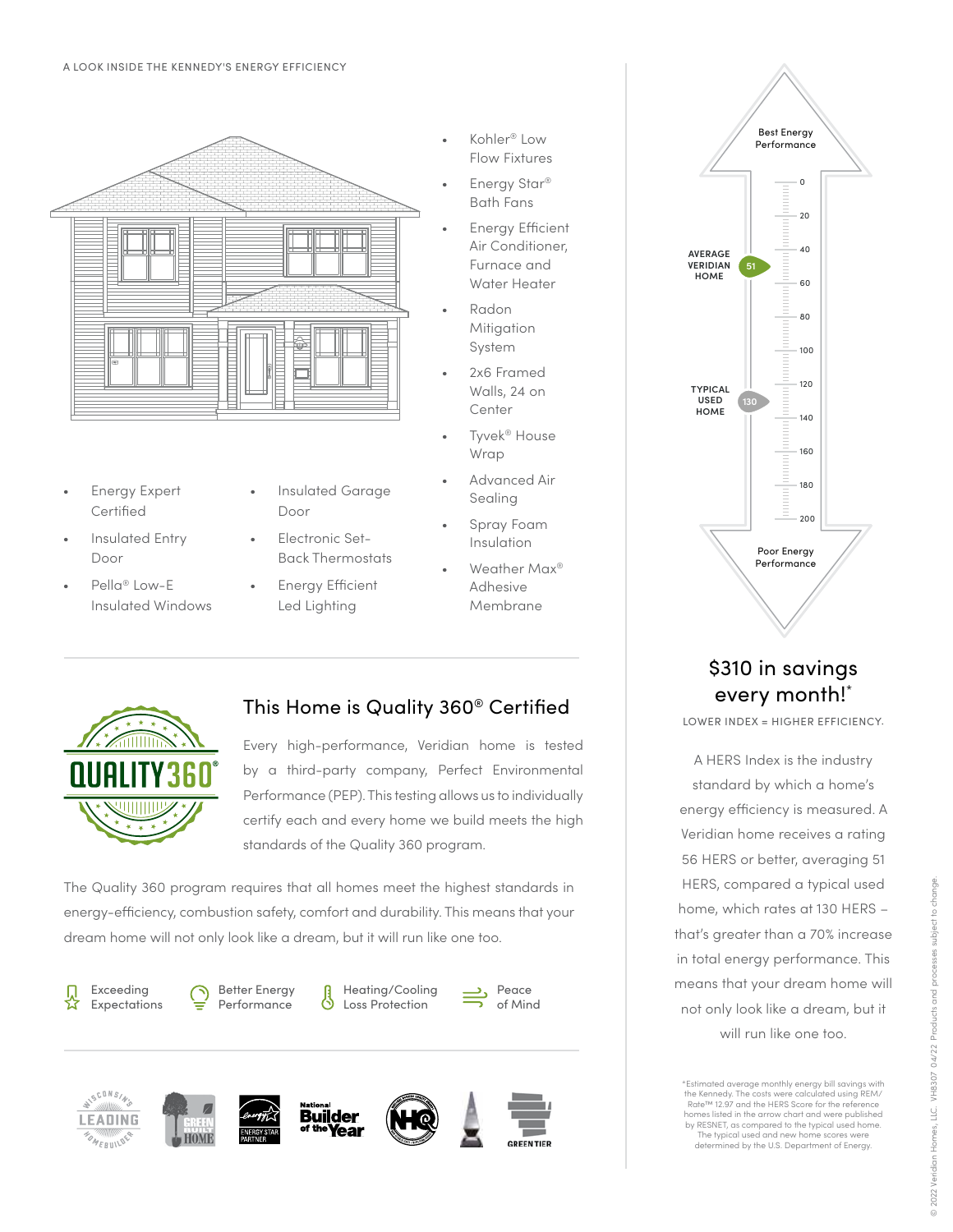A LOOK INSIDE THE KENNEDY'S ENERGY EFFICIENCY

- Kohler® Low Flow Fixtures
- Energy Star® Bath Fans
- Energy Efficient Air Conditioner, Furnace and Water Heater
- Radon Mitigation System
- 2x6 Framed Walls, 24 on Center
- Tyvek® House Wrap
- Advanced Air Sealing
- Spray Foam Insulation
- Weather Max® Adhesive Membrane

- Energy Expert Certified
- Insulated Entry Door
- Pella® Low-E Insulated Windows
- Insulated Garage Door
- Electronic Set-Back Thermostats
- Energy Efficient Led Lighting

Best Energy Performance

0
20
40
60
80
100
120
140
160
180
200

AVERAGE VERIDIAN HOME
51

TYPICAL USED HOME
130

Poor Energy Performance

## $310 in savings every month!*

LOWER INDEX = HIGHER EFFICIENCY.

A HERS Index is the industry standard by which a home's energy efficiency is measured. A Veridian home receives a rating 56 HERS or better, averaging 51 HERS, compared a typical used home, which rates at 130 HERS – that's greater than a 70% increase in total energy performance. This means that your dream home will not only look like a dream, but it will run like one too.

*Estimated average monthly energy bill savings with the Kennedy. The costs were calculated using REM/Rate™ 12.97 and the HERS Score for the reference homes listed in the arrow chart and were published by RESNET, as compared to the typical used home. The typical used and new home scores were determined by the U.S. Department of Energy.

QUALITY360®

## This Home is Quality 360® Certified

Every high-performance, Veridian home is tested by a third-party company, Perfect Environmental Performance (PEP). This testing allows us to individually certify each and every home we build meets the high standards of the Quality 360 program.

The Quality 360 program requires that all homes meet the highest standards in energy-efficiency, combustion safety, comfort and durability. This means that your dream home will not only look like a dream, but it will run like one too.

Exceeding Expectations | Better Energy Performance | Heating/Cooling Loss Protection | Peace of Mind

WISCONSIN'S LEADING HOMEBUILDER | GREEN BUILT HOME | ENERGY STAR PARTNER | National Builder of the Year | NHQ | GREENTIER

© 2022 Veridian Homes, LLC. VH8307 04/22 Products and processes subject to change.